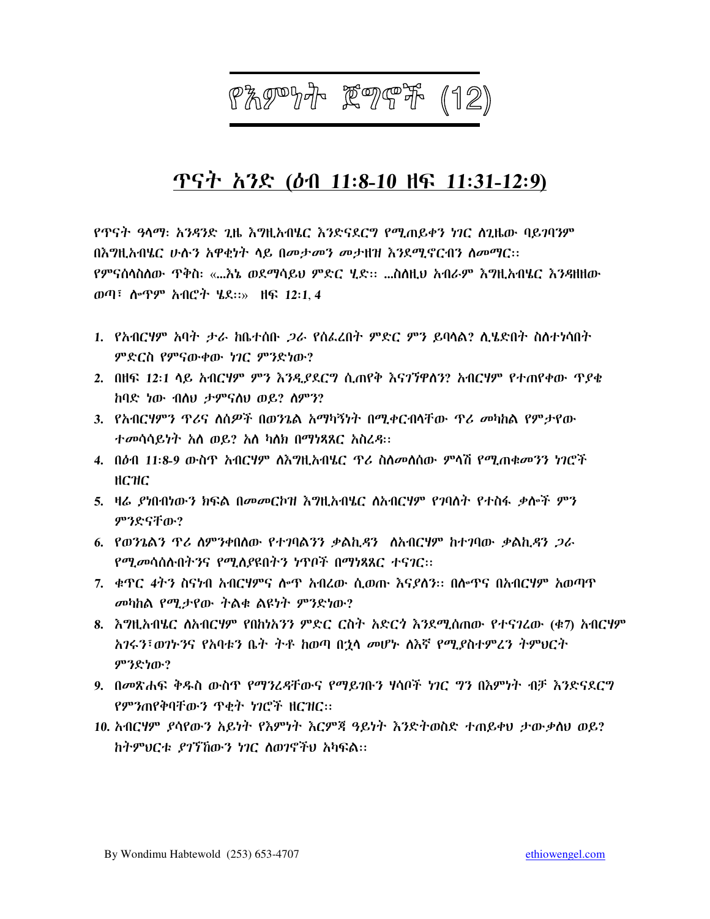# የእምነት ጀግኖች (12)

## ጥናት አንድ (ዕብ 11:8-10 ዘፍ 11:31-12:9)

*የጥናት ዓላማ፡ አንዳንድ ጊዜ እግዚአብሄር እንድናደርግ የሚጠይቀን ነገር ለጊዜው ባይገባንም በእግዚአብሄር ሁሉን አዋቂነት ላይ በመታመን መታዘዝ እንደሚኖርብን ለመማር፡፡*

*የምናሰላስለው ጥቅስ፡ «...እኔ ወደማሳይህ ምድር ሂድ፡፡ ...ስለዚህ አብራም እግዚአብሄር እንዳዘዘው ወጣ፣ ሎጥም አብሮት ሄደ፡፡» ዘፍ 12:1, 4*

1. *የአብርሃም አባት ታራ ከቤተሰቡ ጋራ የሰፈረበት ምድር ምን ይባላል? ሲሄድበት ስለተነሳበት ምድርስ የምናውቀው ነገር ምንድነው?*
2. *በዘፍ 12:1 ላይ አብርሃም ምን እንዲያደርግ ሲጠየቅ እናገኘዋለን? አብርሃም የተጠየቀው ጥያቄ ከባድ ነው ብለህ ታምናለህ ወይ? ለምን?*
3. *የአብርሃምን ጥሪና ለሰዎች በወንጌል አማካኝነት በሚቀርብላቸው ጥሪ መካከል የምታየው ተመሳሳይነት አለ ወይ? አለ ካለክ በማነጻጸር አስረዳ፡፡*
4. *በዕብ 11:8-9 ውስጥ አብርሃም ለእግዚአብሄር ጥሪ ስለመለሰው ምላሽ የሚጠቁመንን ነገሮች ዘርዝር*
5. *ዛሬ ያነብብነውን ክፍል በመመርኮዝ እግዚአብሄር ለአብርሃም የገባለት የተስፋ ቃሎች ምን ምንድናቸው?*
6. *የወንጌልን ጥሪ ስንቀበለው የተገባልንን ቃልኪዳን ለአብርሃም ከተገባው ቃልኪዳን ጋራ የሚመሳሰሉበትንና የሚለያዩበትን ነጥቦች በማነጻጸር ተናገር፡፡*
7. *ቁጥር 4ትን ስናነብ አብርሃምና ሎጥ አብረው ሲወጡ እናያለን፡፡ በሎጥና በአብርሃም አወጣጥ መካከል የሚታየው ትልቁ ልዩነት ምንድነው?*
8. *እግዚአብሄር ለአብርሃም የበከነአንን ምድር ርስት አድርጎ እንደሚሰጠው የተናገረው (ቁ7) አብርሃም አገሩን፣ወገኑንና የአባቱን ቤት ትቶ ከወጣ በኋላ መሆኑ ለእኛ የሚያስተምረን ትምህርት ምንድነው?*
9. *በመጽሐፍ ቅዱስ ውስጥ የማንረዳቸውና የማይገቡን ሃሳቦች ነገር ግን በእምነት ብቻ እንድናደርግ የምንጠየቅባቸውን ጥቂት ነገሮች ዘርዝር፡፡*
10. *አብርሃም ያሳየውን አይነት የእምነት እርምጃ ዓይነት እንድትወስድ ተጠይቀህ ታውቃለህ ወይ? ከትምህርቱ ያገኘኸውን ነገር ለወገኖችህ አካፍል፡፡*

By Wondimu Habtewold (253) 653-4707 ethiowengel.com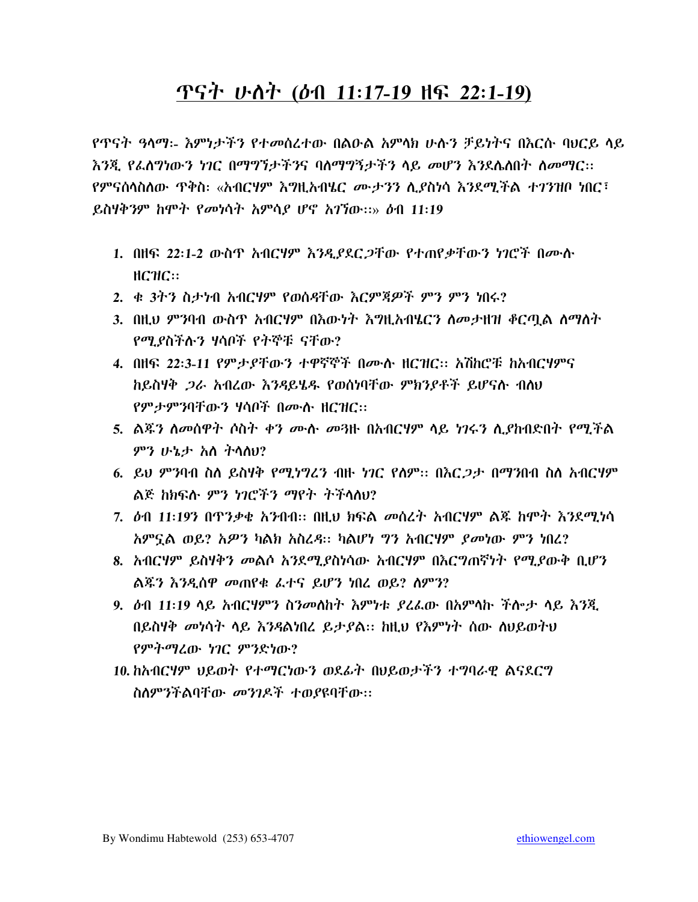# ጥናት ሁለት (ዕብ 11:17-19 ዘፍ 22:1-19)

*የጥናት ዓላማ:- እምነታችን የተመሰረተው በልዑል አምላክ ሁሉን ቻይነትና በእርሱ ባህርይ ላይ እንጂ የፈለግነውን ነገር በማግኘታችንና ባለማግኘታችን ላይ መሆን እንደሌለበት ለመማር።*
*የምናሰላስለው ጥቅስ: «አብርሃም እግዚአብሄር ሙታንን ሊያስነሳ እንደሚችል ተገንዝቦ ነበር፣ ይስሃቅንም ከሞት የመነሳት አምሳያ ሆኖ አገኘው።» ዕብ 11:19*

1. *በዘፍ 22:1-2 ውስጥ አብርሃም እንዲያደርጋቸው የተጠየቃቸውን ነገሮች በሙሉ ዘርዝር።*
2. *ቁ 3ትን ስታነብ አብርሃም የወሰዳቸው እርምጃዎች ምን ምን ነበሩ?*
3. *በዚህ ምንባብ ውስጥ አብርሃም በእውነት እግዚአብሄርን ለመታዘዝ ቆርጧል ለማለት የሚያስችሉን ሃሳቦች የትኞቹ ናቸው?*
4. *በዘፍ 22:3-11 የምታያቸውን ተዋኛኞች በሙሉ ዘርዝር። አሽከሮቹ ከአብርሃምና ከይስሃቅ ጋራ አብረው እንዳይሄዱ የወሰነባቸው ምክንያቶች ይሆናሉ ብለህ የምታምንባቸውን ሃሳቦች በሙሉ ዘርዝር።*
5. *ልጁን ለመሰዋት ሶስት ቀን ሙሉ መጓዙ በአብርሃም ላይ ነገሩን ሊያከብድበት የሚችል ምን ሁኔታ አለ ትላለህ?*
6. *ይህ ምንባብ ስለ ይስሃቅ የሚነግረን ብዙ ነገር የለም። በእርጋታ በማንበብ ስለ አብርሃም ልጅ ከክፍሉ ምን ነገሮችን ማየት ትችላለህ?*
7. *ዕብ 11:19ን በጥንቃቄ አንብብ። በዚህ ክፍል መሰረት አብርሃም ልጁ ከሞት እንደሚነሳ አምኗል ወይ? አዎን ካልክ አስረዳ። ካልሆነ ግን አብርሃም ያመነው ምን ነበረ?*
8. *አብርሃም ይስሃቅን መልሶ እንደሚያስነሳው አብርሃም በእርግጠኛነት የሚያውቅ ቢሆን ልጁን እንዲሰዋ መጠየቁ ፈተና ይሆን ነበረ ወይ? ለምን?*
9. *ዕብ 11:19 ላይ አብርሃምን ስንመለከት እምነቱ ያረፈው በአምላኩ ችሎታ ላይ እንጂ በይስሃቅ መነሳት ላይ እንዳልነበረ ይታያል። ከዚህ የእምነት ሰው ለህይወትህ የምትማረው ነገር ምንድነው?*
10. *ከአብርሃም ህይወት የተማርነውን ወደፊት በህይወታችን ተግባራዊ ልናደርግ ስለምንችልባቸው መንገዶች ተወያዩባቸው።*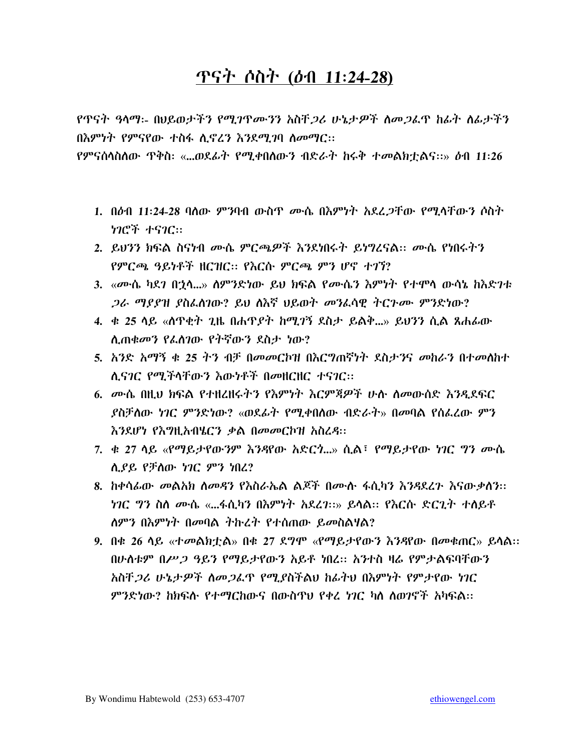# ጥናት ሶስት (ዕብ 11:24-28)

*የጥናት ዓላማ:- በህይወታችን የሚገጥሙንን አስቸጋሪ ሁኔታዎች ለመጋፈጥ ከፊት ለፊታችን በእምነት የምናየው ተስፋ ሊኖረን እንደሚገባ ለመማር።*

*የምናሰላስለው ጥቅስ: «...ወደፊት የሚቀበለውን ብድራት ከሩቅ ተመልክቷልና።» ዕብ 11:26*

1. *በዕብ 11:24-28 ባለው ምንባብ ውስጥ ሙሴ በእምነት አደረጋቸው የሚላቸውን ሶስት ነገሮች ተናገር።*
2. *ይህንን ክፍል ስናነብ ሙሴ ምርጫዎች እንደነበሩት ይነግረናል። ሙሴ የነበሩትን የምርጫ ዓይነቶች ዘርዝር። የእርሱ ምርጫ ምን ሆኖ ተገኘ?*
3. *«ሙሴ ካደገ በኋላ...» ለምንድነው ይህ ክፍል የሙሴን እምነት የተሞላ ውሳኔ ከእድገቱ ጋራ ማያያዝ ያስፈለገው? ይህ ለእኛ ህይወት መንፈሳዊ ትርጉሙ ምንድነው?*
4. *ቁ 25 ላይ «ለጥቂት ጊዜ በሐጥያት ከሚገኝ ደስታ ይልቅ...» ይህንን ሲል ጸሐፊው ሊጠቁመን የፈለገው የትኛውን ደስታ ነው?*
5. *አንድ አማኝ ቁ 25 ትን ብቻ በመመርኮዝ በእርግጠኛነት ደስታንና መከራን በተመለከተ ሊናገር የሚችላቸውን እውነቶች በመዘርዘር ተናገር።*
6. *ሙሴ በዚህ ክፍል የተዘረዘሩትን የእምነት እርምጃዎች ሁሉ ለመውሰድ እንዲደፍር ያስቻለው ነገር ምንድነው? «ወደፊት የሚቀበለው ብድራት» በመባል የሰፈረው ምን እንደሆነ የእግዚአብሄርን ቃል በመመርኮዝ አስረዳ።*
7. *ቁ 27 ላይ «የማይታየውንም እንዳየው አድርጎ...» ሲል፣ የማይታየው ነገር ግን ሙሴ ሊያይ የቻለው ነገር ምን ነበረ?*
8. *ከቀሳፊው መልአክ ለመዳን የእስራኤል ልጆች በሙሉ ፋሲካን እንዳደረጉ እናውቃለን። ነገር ግን ስለ ሙሴ «...ፋሲካን በእምነት አደረገ።» ይላል። የእርሱ ድርጊት ተለይቶ ለምን በእምነት በመባል ትኩረት የተሰጠው ይመስልሃል?*
9. *በቁ 26 ላይ «ተመልክቷል» በቁ 27 ደግሞ «የማይታየውን እንዳየው በመቁጠር» ይላል። በሁለቱም በሥጋ ዓይን የማይታየውን አይቶ ነበረ። አንተስ ዛሬ የምታልፍባቸውን አስቸጋሪ ሁኔታዎች ለመጋፈጥ የሚያስችልህ ከፊትህ በእምነት የምታየው ነገር ምንድነው? ከክፍሉ የተማርከውና በውስጥህ የቀረ ነገር ካለ ለወገኖች አካፍል።*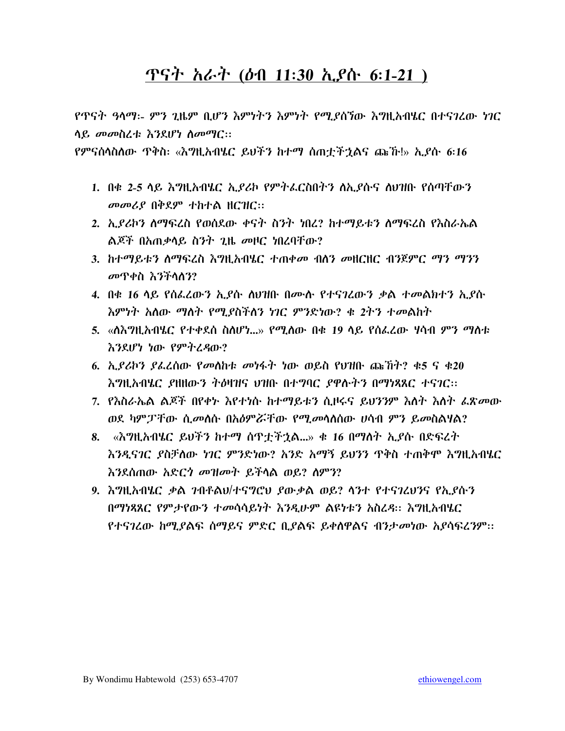# ጥናት አራት (ዕብ 11:30 ኢያሱ 6:1-21 )

*የጥናት ዓላማ:- ምን ጊዜም ቢሆን እምነትን እምነት የሚያሰኘው እግዚአብሔር በተናገረው ነገር ላይ መመስረቱ እንደሆነ ለመማር።*

*የምናሰላስለው ጥቅስ: «እግዚአብሔር ይህችን ከተማ ሰጠቷችኋልና ጩኹ!» ኢያሱ 6:16*

1. *በቁ 2-5 ላይ እግዚአብሔር ኢያሪኮ የምትፈርስበትን ለኢያሱና ለህዝቡ የሰጣቸውን መመሪያ በቅደም ተከተል ዘርዝር።*
2. *ኢያሪኮን ለማፍረስ የወሰደው ቀናት ስንት ነበረ? ከተማይቱን ለማፍረስ የእስራኤል ልጆች በአጠቃላይ ስንት ጊዜ መዞር ነበረባቸው?*
3. *ከተማይቱን ለማፍረስ እግዚአብሔር ተጠቀመ ብለን መዘርዘር ብንጀምር ማን ማንን መጥቀስ እንችላለን?*
4. *በቁ 16 ላይ የሰፈረውን ኢያሱ ለህዝቡ በሙሉ የተናገረውን ቃል ተመልክተን ኢያሱ እምነት አለው ማለት የሚያስችለን ነገር ምንድነው? ቁ 2ትን ተመልከት*
5. *«ለእግዚአብሔር የተቀደሰ ስለሆነ...» የሚለው በቁ 19 ላይ የሰፈረው ሃሳብ ምን ማለቱ እንደሆነ ነው የምትረዳው?*
6. *ኢያሪኮን ያፈረሰው የመለከቱ መነፋት ነው ወይስ የህዝቡ ጩኸት? ቁ5 ና ቁ20 እግዚአብሔር ያዘዘውን ትዕዛዝና ህዝቡ በተግባር ያዋሉትን በማነጻጸር ተናገር።*
7. *የእስራኤል ልጆች በየቀኑ እየተነሱ ከተማይቱን ሲዞሩና ይህንንም እለት እለት ፈጽመው ወደ ካምፓቸው ሲመለሱ በአዕምሯቸው የሚመላለሰው ሀሳብ ምን ይመስልሃል?*
8. *«እግዚአብሔር ይህችን ከተማ ሰጥቷችኋል...» ቁ 16 በማለት ኢያሱ በድፍረት እንዲናገር ያስቻለው ነገር ምንድነው? አንድ አማኝ ይህንን ጥቅስ ተጠቅሞ እግዚአብሔር እንደሰጠው አድርጎ መዝመት ይችላል ወይ? ለምን?*
9. *እግዚአብሔር ቃል ገብቶልህ/ተናግሮህ ያውቃል ወይ? ላንተ የተናገረህንና የኢያሱን በማነጻጸር የምታየውን ተመሳሳይነት እንዲሁም ልዩነቱን አስረዳ። እግዚአብሔር የተናገረው ከሚያልፍ ሰማይና ምድር ቢያልፍ ይቀለዋልና ብንታመነው አያሳፍረንም።*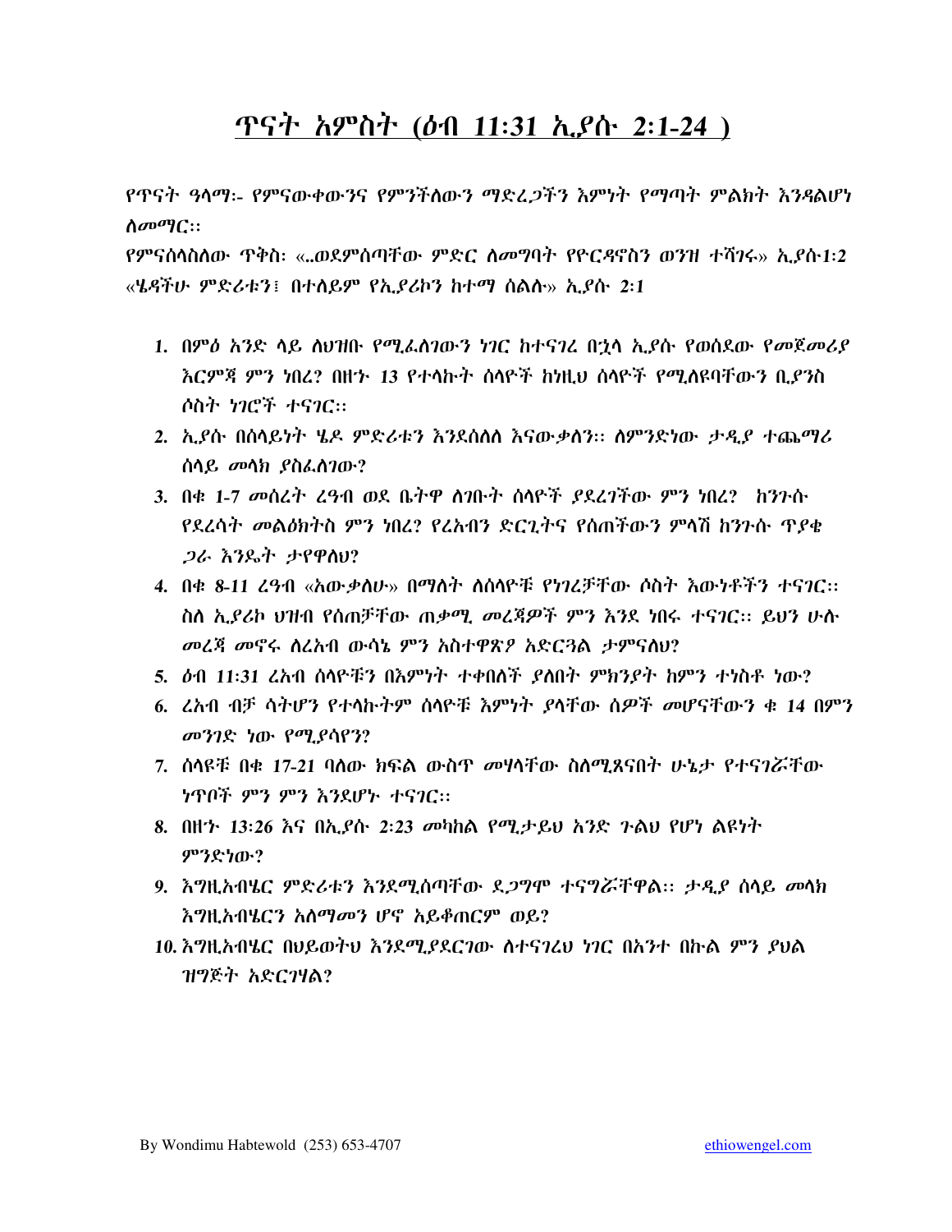# ጥናት አምስት (ዕብ 11:31 ኢያሱ 2:1-24 )

*የጥናት ዓላማ:- የምናውቀውንና የምንችለውን ማድረጋችን እምነት የማጣት ምልክት እንዳልሆነ ለመማር::*

*የምናሰላስለው ጥቅስ: «..ወደምሰጣቸው ምድር ለመግባት የዮርዳኖስን ወንዝ ተሻገሩ» ኢያሱ1:2 «ሄዳችሁ ምድሪቱን፤ በተለይም የኢያሪኮን ከተማ ሰልሉ» ኢያሱ 2:1*

1. *በምዕ አንድ ላይ ስህዝቡ የሚፈለገውን ነገር ከተናገረ በኋላ ኢያሱ የወሰደው የመጀመሪያ እርምጃ ምን ነበረ? በዘኍ 13 የተላኩት ሰላዮች ከነዚህ ሰላዮች የሚለዩባቸውን ቢያንስ ሶስት ነገሮች ተናገር::*
2. *ኢያሱ በሰላይነት ሄዶ ምድሪቱን እንደሰለለ እናውቃለን:: ለምንድነው ታዲያ ተጨማሪ ሰላይ መላክ ያስፈለገው?*
3. *በቁ 1-7 መሰረት ረዓብ ወደ ቤትዋ ለገቡት ሰላዮች ያደረገችው ምን ነበረ? ከንጉሱ የደረሳት መልዕክትስ ምን ነበረ? የረአብን ድርጊትና የሰጠችውን ምላሽ ከንጉሱ ጥያቄ ጋራ እንዴት ታየዋለህ?*
4. *በቁ 8-11 ረዓብ «አውቃለሁ» በማለት ለሰላዮቹ የነገረቻቸው ሶስት እውነቶችን ተናገር:: ስለ ኢያሪኮ ህዝብ የሰጠቻቸው ጠቃሚ መረጃዎች ምን እንደ ነበሩ ተናገር:: ይህን ሁሉ መረጃ መኖሩ ለረአብ ውሳኔ ምን አስተዋጽዖ አድርጓል ታምናለህ?*
5. *ዕብ 11:31 ረአብ ሰላዮቹን በእምነት ተቀበለች ያለበት ምክንያት ከምን ተነስቶ ነው?*
6. *ረአብ ብቻ ሳትሆን የተላኩትም ሰላዮቹ እምነት ያላቸው ሰዎች መሆናቸውን ቁ 14 በምን መንገድ ነው የሚያሳየን?*
7. *ሰላዩቹ በቁ 17-21 ባለው ክፍል ውስጥ መሃላቸው ስለሚጸናበት ሁኔታ የተናገሯቸው ነጥቦች ምን ምን እንደሆኑ ተናገር::*
8. *በዘኍ 13:26 እና በኢያሱ 2:23 መካከል የሚታይህ አንድ ጉልህ የሆነ ልዩነት ምንድነው?*
9. *እግዚአብሄር ምድሪቱን እንደሚሰጣቸው ደጋግሞ ተናግሯቸዋል:: ታዲያ ሰላይ መላክ እግዚአብሄርን አለማመን ሆኖ አይቆጠርም ወይ?*
10. *እግዚአብሄር በህይወትህ እንደሚያደርገው ለተናገረህ ነገር በአንተ በኩል ምን ያህል ዝግጅት አድርገሃል?*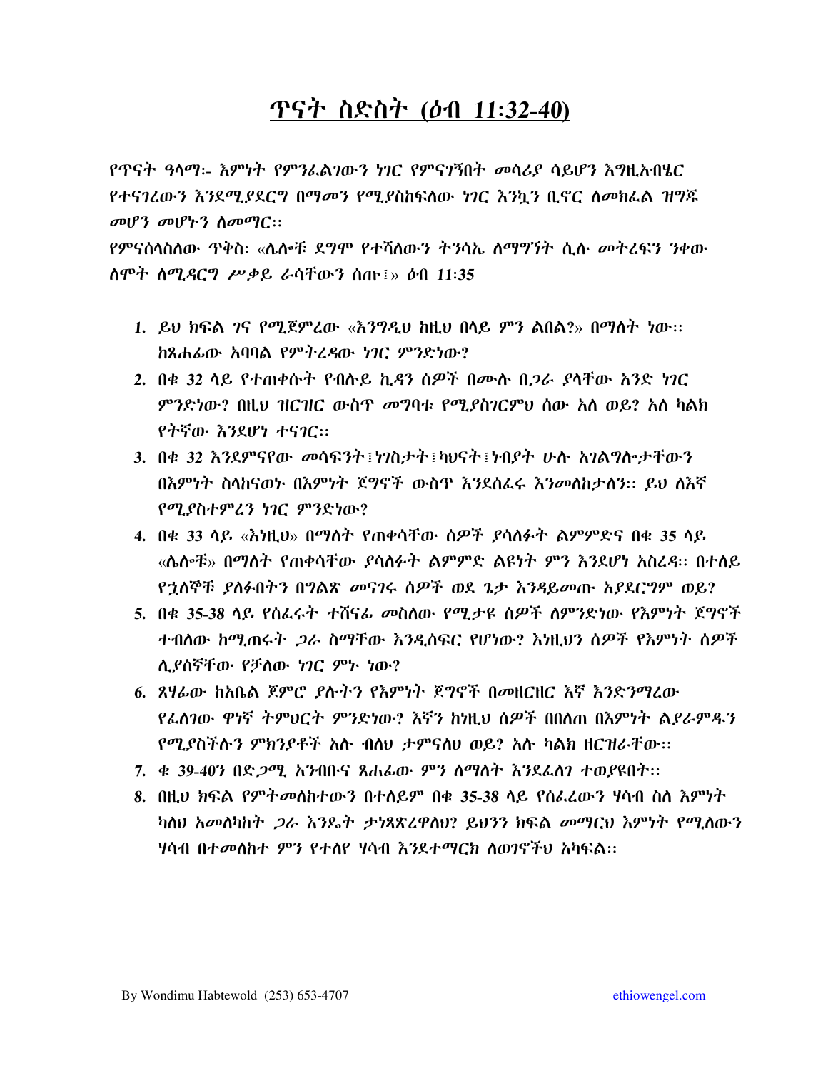# ጥናት ስድስት (ዕብ 11:32-40)

*የጥናት ዓላማ፡- እምነት የምንፈልገውን ነገር የምናገኝበት መሳሪያ ሳይሆን እግዚአብሄር የተናገረውን እንደሚያደርግ በማመን የሚያስከፍለው ነገር እንኳን ቢኖር ለመክፈል ዝግጁ መሆን መሆኑን ለመማር።*

*የምናሰላስለው ጥቅስ፡ «ሌሎቹ ደግሞ የተሻለውን ትንሳኤ ለማግኘት ሲሉ መትረፍን ንቀው ለሞት ለሚዳርግ ሥቃይ ራሳቸውን ሰጡ፤» ዕብ 11:35*

1. *ይህ ክፍል ገና የሚጀምረው «እንግዲህ ከዚህ በላይ ምን ልበል?» በማለት ነው። ከጸሐፊው አባባል የምትረዳው ነገር ምንድነው?*
2. *በቁ 32 ላይ የተጠቀሱት የብሉይ ኪዳን ሰዎች በሙሉ በጋራ ያላቸው አንድ ነገር ምንድነው? በዚህ ዝርዝር ውስጥ መግባቱ የሚያስገርምህ ሰው አለ ወይ? አለ ካልክ የትኛው እንደሆነ ተናገር።*
3. *በቁ 32 እንደምናየው መሳፍንት፤ነገስታት፤ካህናት፤ነብያት ሁሉ አገልግሎታቸውን በእምነት ስላከናወኑ በእምነት ጀግኖች ውስጥ እንደሰፈሩ እንመለከታለን። ይህ ለእኛ የሚያስተምረን ነገር ምንድነው?*
4. *በቁ 33 ላይ «እነዚህ» በማለት የጠቀሳቸው ሰዎች ያሳለፉት ልምምድና በቁ 35 ላይ «ሌሎቹ» በማለት የጠቀሳቸው ያሳለፉት ልምምድ ልዩነት ምን እንደሆነ አስረዳ። በተለይ የኋለኞቹ ያለፉበትን በግልጽ መናገሩ ሰዎች ወደ ጌታ እንዳይመጡ አያደርግም ወይ?*
5. *በቁ 35-38 ላይ የሰፈሩት ተሸናፊ መስለው የሚታዩ ሰዎች ለምንድነው የእምነት ጀግኖች ተብለው ከሚጠሩት ጋራ ስማቸው እንዲሰፍር የሆነው? እነዚህን ሰዎች የእምነት ሰዎች ሊያሰኛቸው የቻለው ነገር ምኑ ነው?*
6. *ጸሃፊው ከአቤል ጀምሮ ያሉትን የእምነት ጀግኖች በመዘርዘር እኛ እንድንማረው የፈለገው ዋነኛ ትምህርት ምንድነው? እኛን ከነዚህ ሰዎች በበለጠ በእምነት ልያራምዱን የሚያስችሉን ምክንያቶች አሉ ብለህ ታምናለህ ወይ? አሉ ካልክ ዘርዝራቸው።*
7. *ቁ 39-40ን በድጋሚ አንብቡና ጸሐፊው ምን ለማለት እንደፈለገ ተወያዩበት።*
8. *በዚህ ክፍል የምትመለከተውን በተለይም በቁ 35-38 ላይ የሰፈረውን ሃሳብ ስለ እምነት ካለህ አመለካከት ጋራ እንዴት ታነጻጽረዋለህ? ይህንን ክፍል መማርህ እምነት የሚለውን ሃሳብ በተመለከተ ምን የተለየ ሃሳብ እንደተማርክ ለወገኖችህ አካፍል።*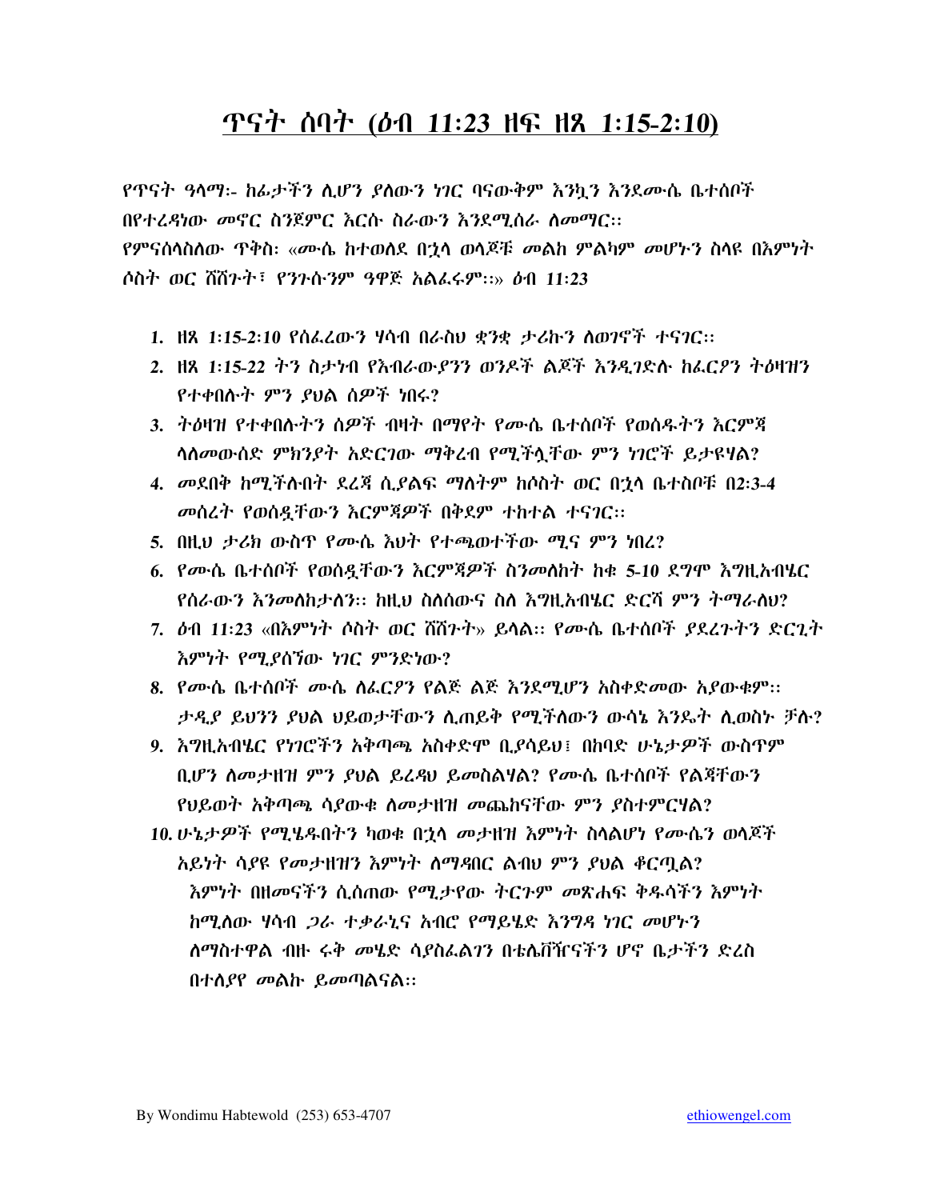# ጥናት ሰባት (ዕብ 11:23 ዘፍ ዘጸ 1:15-2:10)

*የጥናት ዓላማ:- ከፊታችን ሊሆን ያለውን ነገር ባናውቅም እንኳን እንደሙሴ ቤተሰቦች በየተረዳነው መኖር ስንጀምር እርሱ ስራውን እንደሚሰራ ለመማር::*

*የምናሰላስለው ጥቅስ: «ሙሴ ከተወለደ በኋላ ወላጆቹ መልከ ምልካም መሆኑን ስላዩ በእምነት ሶስት ወር ሸሸጉት፣ የንጉሱንም ዓዋጅ አልፈሩም::» ዕብ 11:23*

1. *ዘጸ 1:15-2:10 የሰፈረውን ሃሳብ በራስህ ቋንቋ ታሪኩን ለወገኖች ተናገር::*
2. *ዘጸ 1:15-22 ትን ስታነብ የእብራውያንን ወንዶች ልጆች እንዲገድሉ ከፈርዖን ትዕዛዝን የተቀበሉት ምን ያህል ሰዎች ነበሩ?*
3. *ትዕዛዝ የተቀበሉትን ሰዎች ብዛት በማየት የሙሴ ቤተሰቦች የወሰዱትን እርምጃ ላለመውሰድ ምክንያት አድርገው ማቅረብ የሚችሏቸው ምን ነገሮች ይታዩሃል?*
4. *መደበቅ ከሚችሉበት ደረጃ ሲያልፍ ማለትም ከሶስት ወር በኋላ ቤተሰቦቹ በ2:3-4 መሰረት የወሰዷቸውን እርምጃዎች በቅደም ተከተል ተናገር::*
5. *በዚህ ታሪክ ውስጥ የሙሴ እህት የተጫወተችው ሚና ምን ነበረ?*
6. *የሙሴ ቤተሰቦች የወሰዷቸውን እርምጃዎች ስንመለከት ከቁ 5-10 ደግሞ እግዚአብሄር የሰራውን እንመለከታለን:: ከዚህ ስለሰውና ስለ እግዚአብሄር ድርሻ ምን ትማራለህ?*
7. *ዕብ 11:23 «በእምነት ሶስት ወር ሸሸጉት» ይላል:: የሙሴ ቤተሰቦች ያደረጉትን ድርጊት እምነት የሚያሰኘው ነገር ምንድነው?*
8. *የሙሴ ቤተሰቦች ሙሴ ለፈርዖን የልጅ ልጅ እንደሚሆን አስቀድመው አያውቁም:: ታዲያ ይህንን ያህል ህይወታቸውን ሊጠይቅ የሚችለውን ውሳኔ እንዴት ሊወስኑ ቻሉ?*
9. *እግዚአብሄር የነገሮችን አቅጣጫ አስቀድሞ ቢያሳይህ፤ በከባድ ሁኔታዎች ውስጥም ቢሆን ለመታዘዝ ምን ያህል ይረዳህ ይመስልሃል? የሙሴ ቤተሰቦች የልጃቸውን የህይወት አቅጣጫ ሳያውቁ ለመታዘዝ መጨከናቸው ምን ያስተምርሃል?*
10. *ሁኔታዎች የሚሄዱበትን ካወቁ በኋላ መታዘዝ እምነት ስላልሆነ የሙሴን ወላጆች አይነት ሳያዩ የመታዘዝን እምነት ለማዳበር ልብህ ምን ያህል ቆርጧል?*
    *እምነት በዘመናችን ሲሰጠው የሚታየው ትርጉም መጽሐፍ ቅዱሳችን እምነት ከሚለው ሃሳብ ጋራ ተቃራኒና አብሮ የማይሄድ እንግዳ ነገር መሆኑን ለማስተዋል ብዙ ሩቅ መሄድ ሳያስፈልገን በቴሌቭዥኖቻችን ሆኖ ቤታችን ድረስ በተለያየ መልኩ ይመጣልናል::*